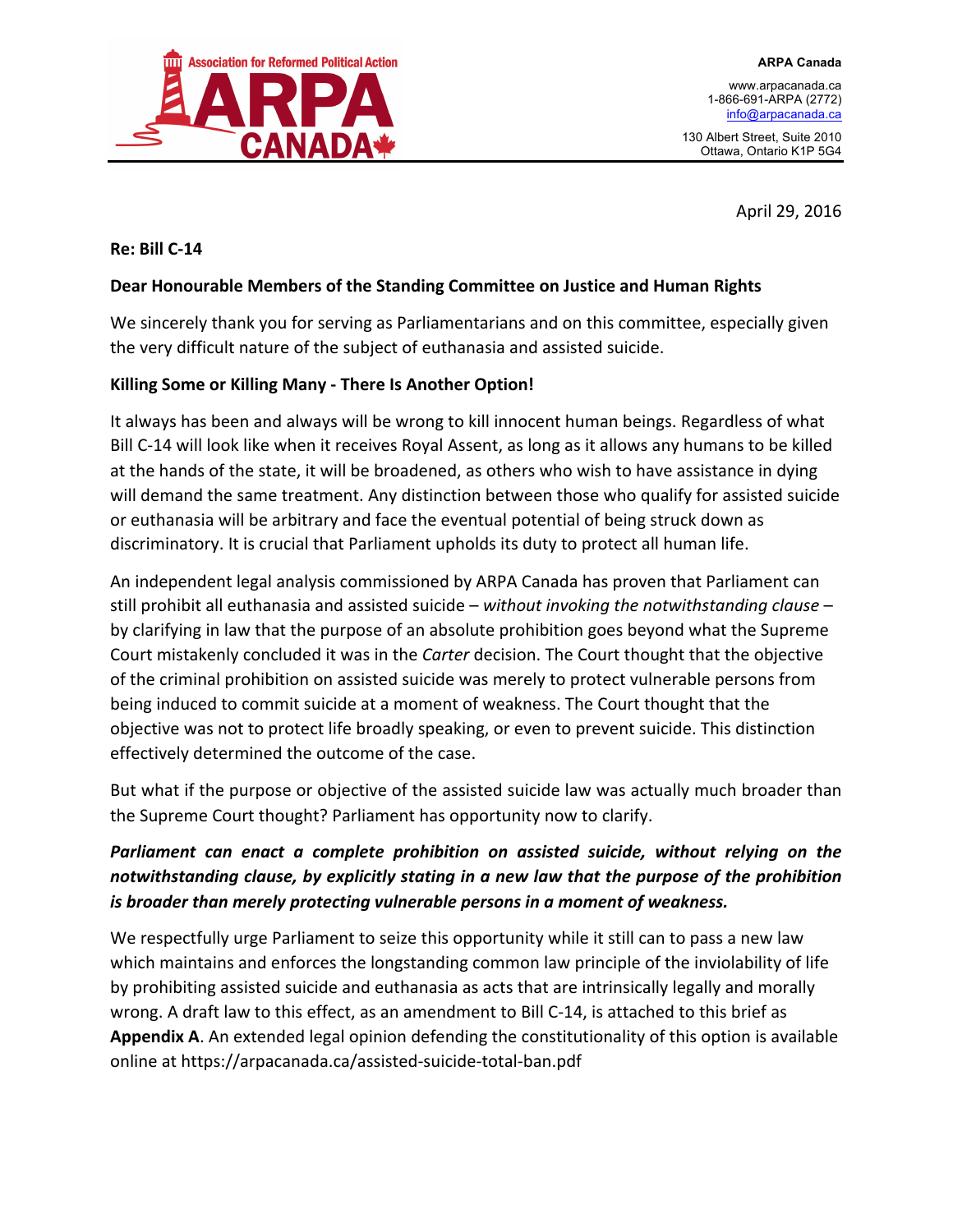**Association for Reformed Political Action**
**ARPA CANADA**

**ARPA Canada**
www.arpacanada.ca
1-866-691-ARPA (2772)
info@arpacanada.ca

130 Albert Street, Suite 2010
Ottawa, Ontario K1P 5G4

April 29, 2016

**Re: Bill C-14**

**Dear Honourable Members of the Standing Committee on Justice and Human Rights**

We sincerely thank you for serving as Parliamentarians and on this committee, especially given the very difficult nature of the subject of euthanasia and assisted suicide.

**Killing Some or Killing Many - There Is Another Option!**

It always has been and always will be wrong to kill innocent human beings. Regardless of what Bill C-14 will look like when it receives Royal Assent, as long as it allows any humans to be killed at the hands of the state, it will be broadened, as others who wish to have assistance in dying will demand the same treatment. Any distinction between those who qualify for assisted suicide or euthanasia will be arbitrary and face the eventual potential of being struck down as discriminatory. It is crucial that Parliament upholds its duty to protect all human life.

An independent legal analysis commissioned by ARPA Canada has proven that Parliament can still prohibit all euthanasia and assisted suicide – *without invoking the notwithstanding clause* – by clarifying in law that the purpose of an absolute prohibition goes beyond what the Supreme Court mistakenly concluded it was in the *Carter* decision. The Court thought that the objective of the criminal prohibition on assisted suicide was merely to protect vulnerable persons from being induced to commit suicide at a moment of weakness. The Court thought that the objective was not to protect life broadly speaking, or even to prevent suicide. This distinction effectively determined the outcome of the case.

But what if the purpose or objective of the assisted suicide law was actually much broader than the Supreme Court thought? Parliament has opportunity now to clarify.

***Parliament can enact a complete prohibition on assisted suicide, without relying on the notwithstanding clause, by explicitly stating in a new law that the purpose of the prohibition is broader than merely protecting vulnerable persons in a moment of weakness.***

We respectfully urge Parliament to seize this opportunity while it still can to pass a new law which maintains and enforces the longstanding common law principle of the inviolability of life by prohibiting assisted suicide and euthanasia as acts that are intrinsically legally and morally wrong. A draft law to this effect, as an amendment to Bill C-14, is attached to this brief as **Appendix A**. An extended legal opinion defending the constitutionality of this option is available online at https://arpacanada.ca/assisted-suicide-total-ban.pdf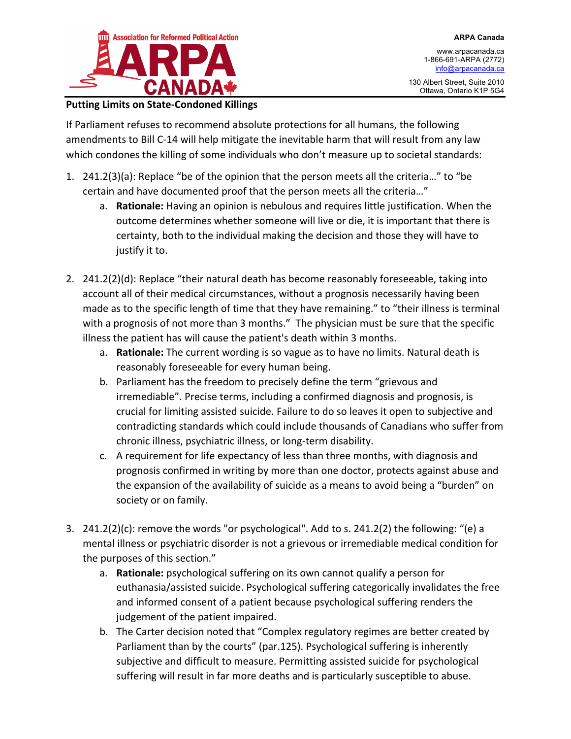**Putting Limits on State-Condoned Killings**

If Parliament refuses to recommend absolute protections for all humans, the following amendments to Bill C-14 will help mitigate the inevitable harm that will result from any law which condones the killing of some individuals who don't measure up to societal standards:

1. 241.2(3)(a): Replace "be of the opinion that the person meets all the criteria…" to "be certain and have documented proof that the person meets all the criteria…"
   a. **Rationale:** Having an opinion is nebulous and requires little justification. When the outcome determines whether someone will live or die, it is important that there is certainty, both to the individual making the decision and those they will have to justify it to.

2. 241.2(2)(d): Replace "their natural death has become reasonably foreseeable, taking into account all of their medical circumstances, without a prognosis necessarily having been made as to the specific length of time that they have remaining." to "their illness is terminal with a prognosis of not more than 3 months." The physician must be sure that the specific illness the patient has will cause the patient's death within 3 months.
   a. **Rationale:** The current wording is so vague as to have no limits. Natural death is reasonably foreseeable for every human being.
   b. Parliament has the freedom to precisely define the term "grievous and irremediable". Precise terms, including a confirmed diagnosis and prognosis, is crucial for limiting assisted suicide. Failure to do so leaves it open to subjective and contradicting standards which could include thousands of Canadians who suffer from chronic illness, psychiatric illness, or long-term disability.
   c. A requirement for life expectancy of less than three months, with diagnosis and prognosis confirmed in writing by more than one doctor, protects against abuse and the expansion of the availability of suicide as a means to avoid being a "burden" on society or on family.

3. 241.2(2)(c): remove the words "or psychological". Add to s. 241.2(2) the following: "(e) a mental illness or psychiatric disorder is not a grievous or irremediable medical condition for the purposes of this section."
   a. **Rationale:** psychological suffering on its own cannot qualify a person for euthanasia/assisted suicide. Psychological suffering categorically invalidates the free and informed consent of a patient because psychological suffering renders the judgement of the patient impaired.
   b. The Carter decision noted that "Complex regulatory regimes are better created by Parliament than by the courts" (par.125). Psychological suffering is inherently subjective and difficult to measure. Permitting assisted suicide for psychological suffering will result in far more deaths and is particularly susceptible to abuse.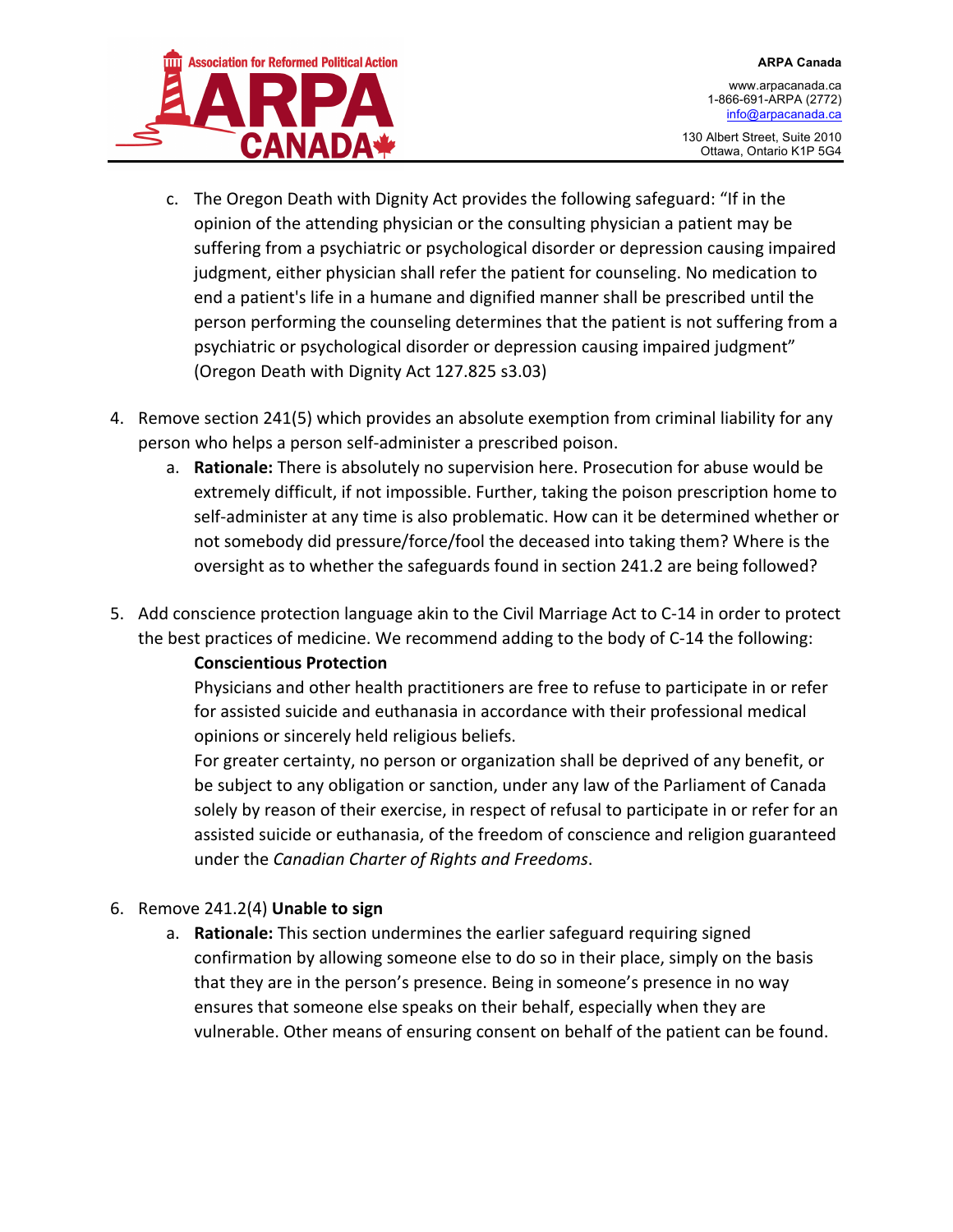c. The Oregon Death with Dignity Act provides the following safeguard: "If in the opinion of the attending physician or the consulting physician a patient may be suffering from a psychiatric or psychological disorder or depression causing impaired judgment, either physician shall refer the patient for counseling. No medication to end a patient's life in a humane and dignified manner shall be prescribed until the person performing the counseling determines that the patient is not suffering from a psychiatric or psychological disorder or depression causing impaired judgment" (Oregon Death with Dignity Act 127.825 s3.03)

4. Remove section 241(5) which provides an absolute exemption from criminal liability for any person who helps a person self-administer a prescribed poison.
   a. **Rationale:** There is absolutely no supervision here. Prosecution for abuse would be extremely difficult, if not impossible. Further, taking the poison prescription home to self-administer at any time is also problematic. How can it be determined whether or not somebody did pressure/force/fool the deceased into taking them? Where is the oversight as to whether the safeguards found in section 241.2 are being followed?

5. Add conscience protection language akin to the Civil Marriage Act to C-14 in order to protect the best practices of medicine. We recommend adding to the body of C-14 the following:

   **Conscientious Protection**

   Physicians and other health practitioners are free to refuse to participate in or refer for assisted suicide and euthanasia in accordance with their professional medical opinions or sincerely held religious beliefs.

   For greater certainty, no person or organization shall be deprived of any benefit, or be subject to any obligation or sanction, under any law of the Parliament of Canada solely by reason of their exercise, in respect of refusal to participate in or refer for an assisted suicide or euthanasia, of the freedom of conscience and religion guaranteed under the *Canadian Charter of Rights and Freedoms*.

6. Remove 241.2(4) **Unable to sign**
   a. **Rationale:** This section undermines the earlier safeguard requiring signed confirmation by allowing someone else to do so in their place, simply on the basis that they are in the person's presence. Being in someone's presence in no way ensures that someone else speaks on their behalf, especially when they are vulnerable. Other means of ensuring consent on behalf of the patient can be found.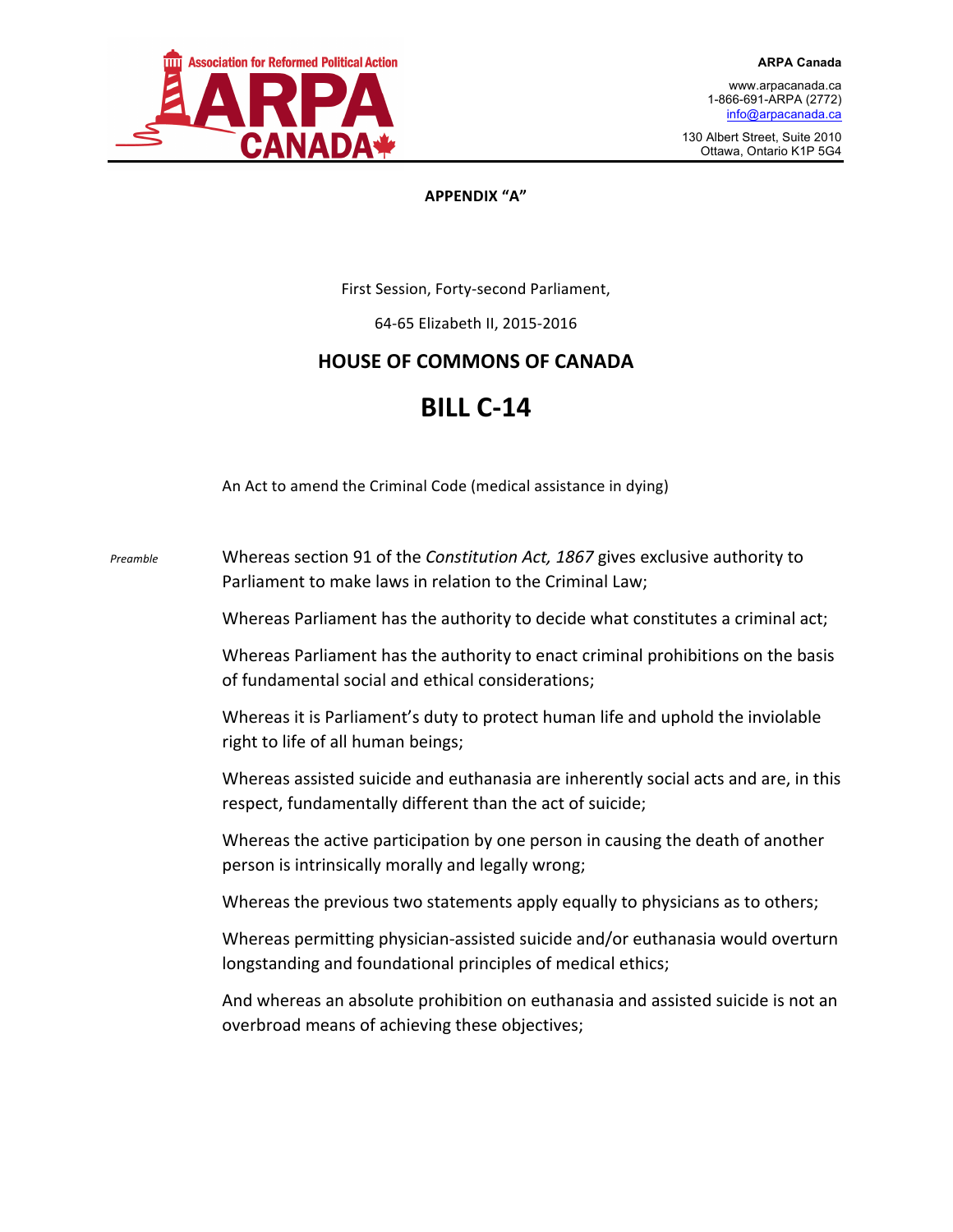**APPENDIX "A"**

First Session, Forty-second Parliament,

64-65 Elizabeth II, 2015-2016

## HOUSE OF COMMONS OF CANADA

# BILL C-14

An Act to amend the Criminal Code (medical assistance in dying)

*Preamble*

Whereas section 91 of the *Constitution Act, 1867* gives exclusive authority to Parliament to make laws in relation to the Criminal Law;

Whereas Parliament has the authority to decide what constitutes a criminal act;

Whereas Parliament has the authority to enact criminal prohibitions on the basis of fundamental social and ethical considerations;

Whereas it is Parliament's duty to protect human life and uphold the inviolable right to life of all human beings;

Whereas assisted suicide and euthanasia are inherently social acts and are, in this respect, fundamentally different than the act of suicide;

Whereas the active participation by one person in causing the death of another person is intrinsically morally and legally wrong;

Whereas the previous two statements apply equally to physicians as to others;

Whereas permitting physician-assisted suicide and/or euthanasia would overturn longstanding and foundational principles of medical ethics;

And whereas an absolute prohibition on euthanasia and assisted suicide is not an overbroad means of achieving these objectives;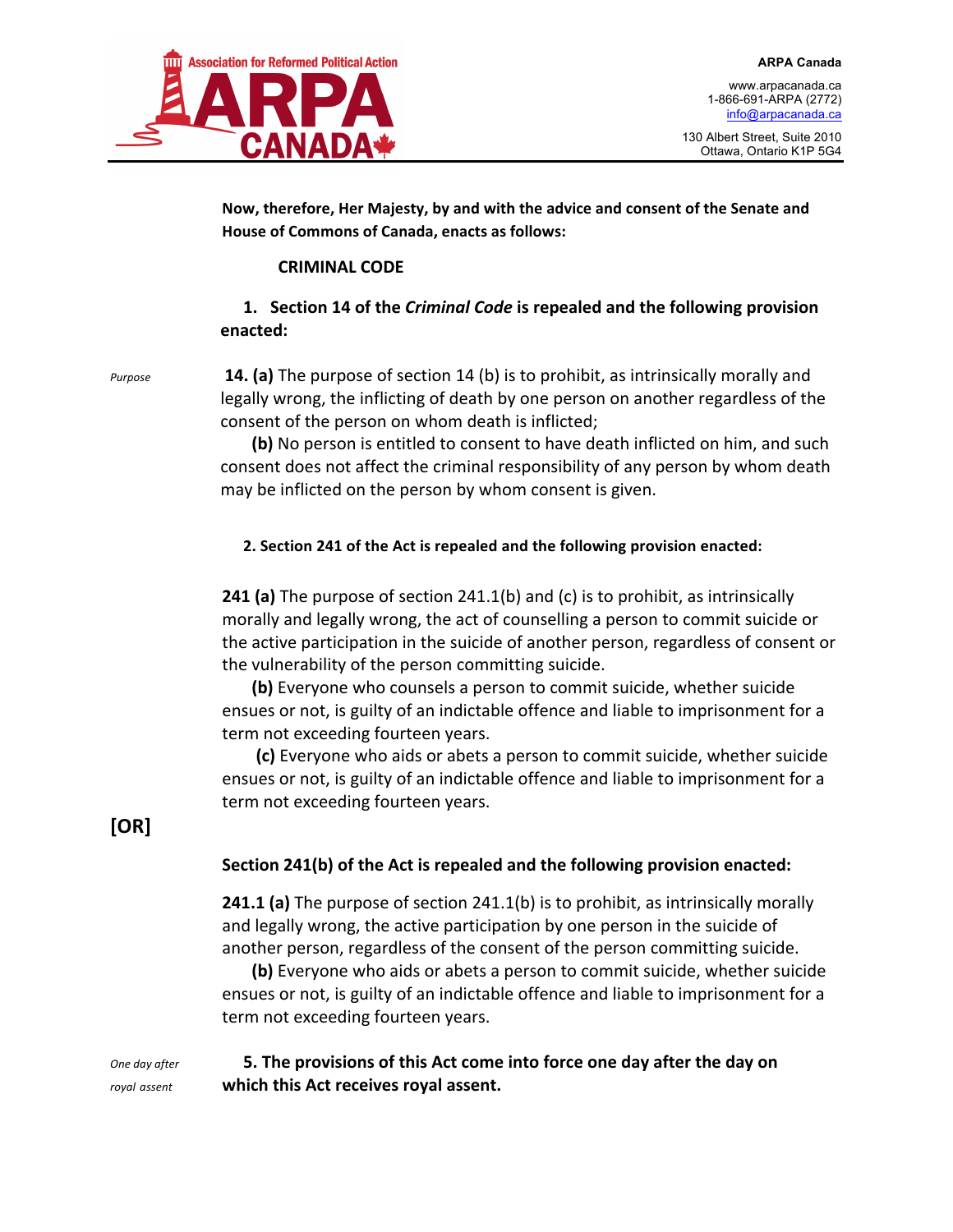**Now, therefore, Her Majesty, by and with the advice and consent of the Senate and House of Commons of Canada, enacts as follows:**

**CRIMINAL CODE**

**1. Section 14 of the *Criminal Code* is repealed and the following provision enacted:**

*Purpose*

**14. (a)** The purpose of section 14 (b) is to prohibit, as intrinsically morally and legally wrong, the inflicting of death by one person on another regardless of the consent of the person on whom death is inflicted;

**(b)** No person is entitled to consent to have death inflicted on him, and such consent does not affect the criminal responsibility of any person by whom death may be inflicted on the person by whom consent is given.

**2. Section 241 of the Act is repealed and the following provision enacted:**

**241 (a)** The purpose of section 241.1(b) and (c) is to prohibit, as intrinsically morally and legally wrong, the act of counselling a person to commit suicide or the active participation in the suicide of another person, regardless of consent or the vulnerability of the person committing suicide.

**(b)** Everyone who counsels a person to commit suicide, whether suicide ensues or not, is guilty of an indictable offence and liable to imprisonment for a term not exceeding fourteen years.

**(c)** Everyone who aids or abets a person to commit suicide, whether suicide ensues or not, is guilty of an indictable offence and liable to imprisonment for a term not exceeding fourteen years.

**[OR]**

**Section 241(b) of the Act is repealed and the following provision enacted:**

**241.1 (a)** The purpose of section 241.1(b) is to prohibit, as intrinsically morally and legally wrong, the active participation by one person in the suicide of another person, regardless of the consent of the person committing suicide.

**(b)** Everyone who aids or abets a person to commit suicide, whether suicide ensues or not, is guilty of an indictable offence and liable to imprisonment for a term not exceeding fourteen years.

*One day after royal assent*

**5. The provisions of this Act come into force one day after the day on which this Act receives royal assent.**